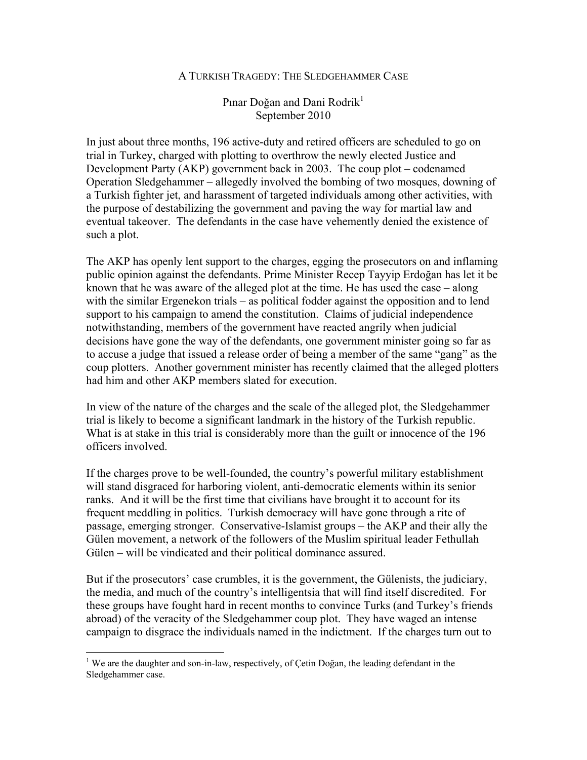# A Turkish Tragedy: The Sledgehammer Case

Pınar Doğan and Dani Rodrik[1]
September 2010

In just about three months, 196 active-duty and retired officers are scheduled to go on trial in Turkey, charged with plotting to overthrow the newly elected Justice and Development Party (AKP) government back in 2003. The coup plot – codenamed Operation Sledgehammer – allegedly involved the bombing of two mosques, downing of a Turkish fighter jet, and harassment of targeted individuals among other activities, with the purpose of destabilizing the government and paving the way for martial law and eventual takeover. The defendants in the case have vehemently denied the existence of such a plot.

The AKP has openly lent support to the charges, egging the prosecutors on and inflaming public opinion against the defendants. Prime Minister Recep Tayyip Erdoğan has let it be known that he was aware of the alleged plot at the time. He has used the case – along with the similar Ergenekon trials – as political fodder against the opposition and to lend support to his campaign to amend the constitution. Claims of judicial independence notwithstanding, members of the government have reacted angrily when judicial decisions have gone the way of the defendants, one government minister going so far as to accuse a judge that issued a release order of being a member of the same "gang" as the coup plotters. Another government minister has recently claimed that the alleged plotters had him and other AKP members slated for execution.

In view of the nature of the charges and the scale of the alleged plot, the Sledgehammer trial is likely to become a significant landmark in the history of the Turkish republic. What is at stake in this trial is considerably more than the guilt or innocence of the 196 officers involved.

If the charges prove to be well-founded, the country's powerful military establishment will stand disgraced for harboring violent, anti-democratic elements within its senior ranks. And it will be the first time that civilians have brought it to account for its frequent meddling in politics. Turkish democracy will have gone through a rite of passage, emerging stronger. Conservative-Islamist groups – the AKP and their ally the Gülen movement, a network of the followers of the Muslim spiritual leader Fethullah Gülen – will be vindicated and their political dominance assured.

But if the prosecutors' case crumbles, it is the government, the Gülenists, the judiciary, the media, and much of the country's intelligentsia that will find itself discredited. For these groups have fought hard in recent months to convince Turks (and Turkey's friends abroad) of the veracity of the Sledgehammer coup plot. They have waged an intense campaign to disgrace the individuals named in the indictment. If the charges turn out to

[1] We are the daughter and son-in-law, respectively, of Çetin Doğan, the leading defendant in the Sledgehammer case.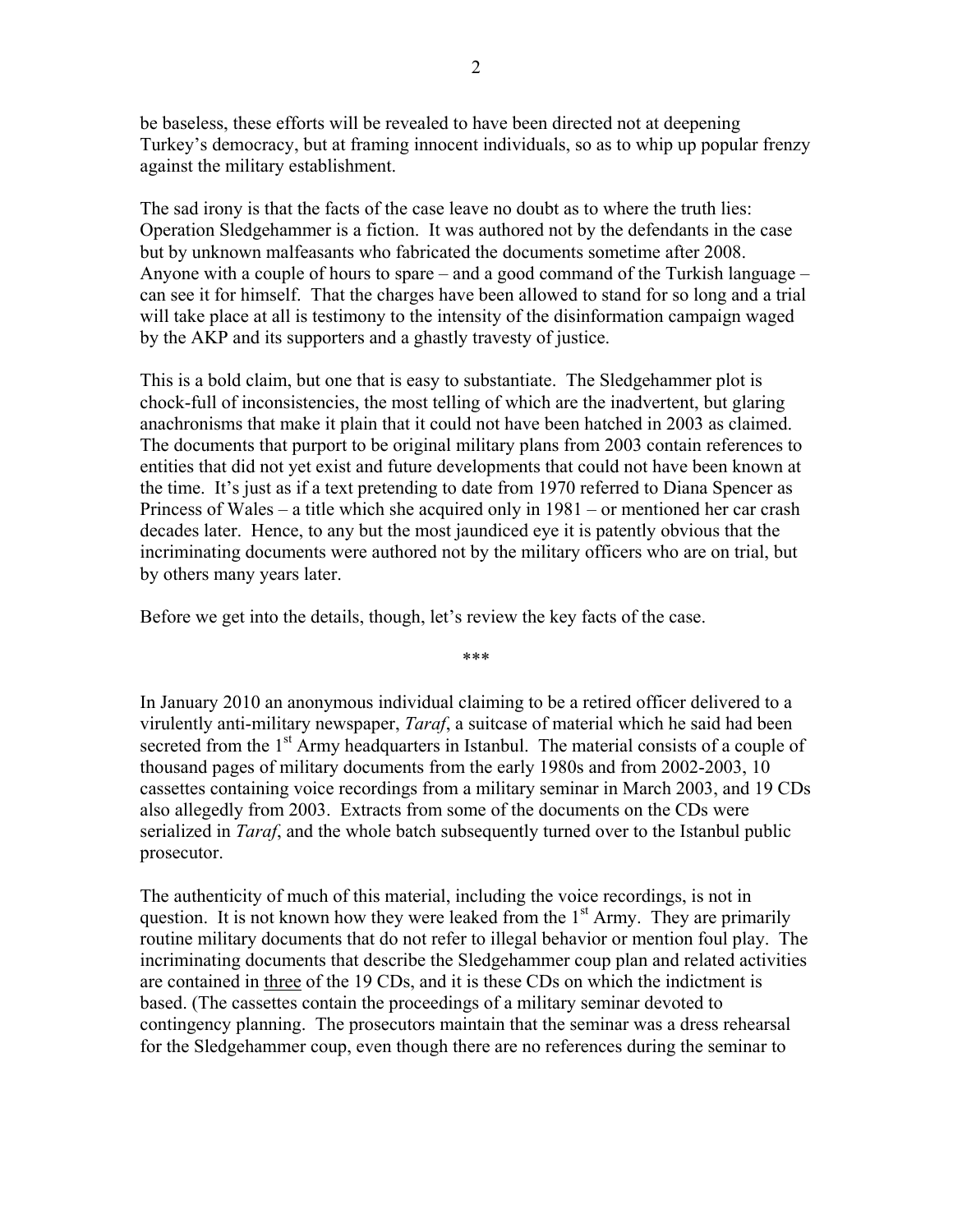be baseless, these efforts will be revealed to have been directed not at deepening Turkey's democracy, but at framing innocent individuals, so as to whip up popular frenzy against the military establishment.

The sad irony is that the facts of the case leave no doubt as to where the truth lies: Operation Sledgehammer is a fiction. It was authored not by the defendants in the case but by unknown malfeasants who fabricated the documents sometime after 2008. Anyone with a couple of hours to spare – and a good command of the Turkish language – can see it for himself. That the charges have been allowed to stand for so long and a trial will take place at all is testimony to the intensity of the disinformation campaign waged by the AKP and its supporters and a ghastly travesty of justice.

This is a bold claim, but one that is easy to substantiate. The Sledgehammer plot is chock-full of inconsistencies, the most telling of which are the inadvertent, but glaring anachronisms that make it plain that it could not have been hatched in 2003 as claimed. The documents that purport to be original military plans from 2003 contain references to entities that did not yet exist and future developments that could not have been known at the time. It's just as if a text pretending to date from 1970 referred to Diana Spencer as Princess of Wales – a title which she acquired only in 1981 – or mentioned her car crash decades later. Hence, to any but the most jaundiced eye it is patently obvious that the incriminating documents were authored not by the military officers who are on trial, but by others many years later.

Before we get into the details, though, let's review the key facts of the case.

\*\*\*

In January 2010 an anonymous individual claiming to be a retired officer delivered to a virulently anti-military newspaper, *Taraf*, a suitcase of material which he said had been secreted from the 1st Army headquarters in Istanbul. The material consists of a couple of thousand pages of military documents from the early 1980s and from 2002-2003, 10 cassettes containing voice recordings from a military seminar in March 2003, and 19 CDs also allegedly from 2003. Extracts from some of the documents on the CDs were serialized in *Taraf*, and the whole batch subsequently turned over to the Istanbul public prosecutor.

The authenticity of much of this material, including the voice recordings, is not in question. It is not known how they were leaked from the 1st Army. They are primarily routine military documents that do not refer to illegal behavior or mention foul play. The incriminating documents that describe the Sledgehammer coup plan and related activities are contained in <u>three</u> of the 19 CDs, and it is these CDs on which the indictment is based. (The cassettes contain the proceedings of a military seminar devoted to contingency planning. The prosecutors maintain that the seminar was a dress rehearsal for the Sledgehammer coup, even though there are no references during the seminar to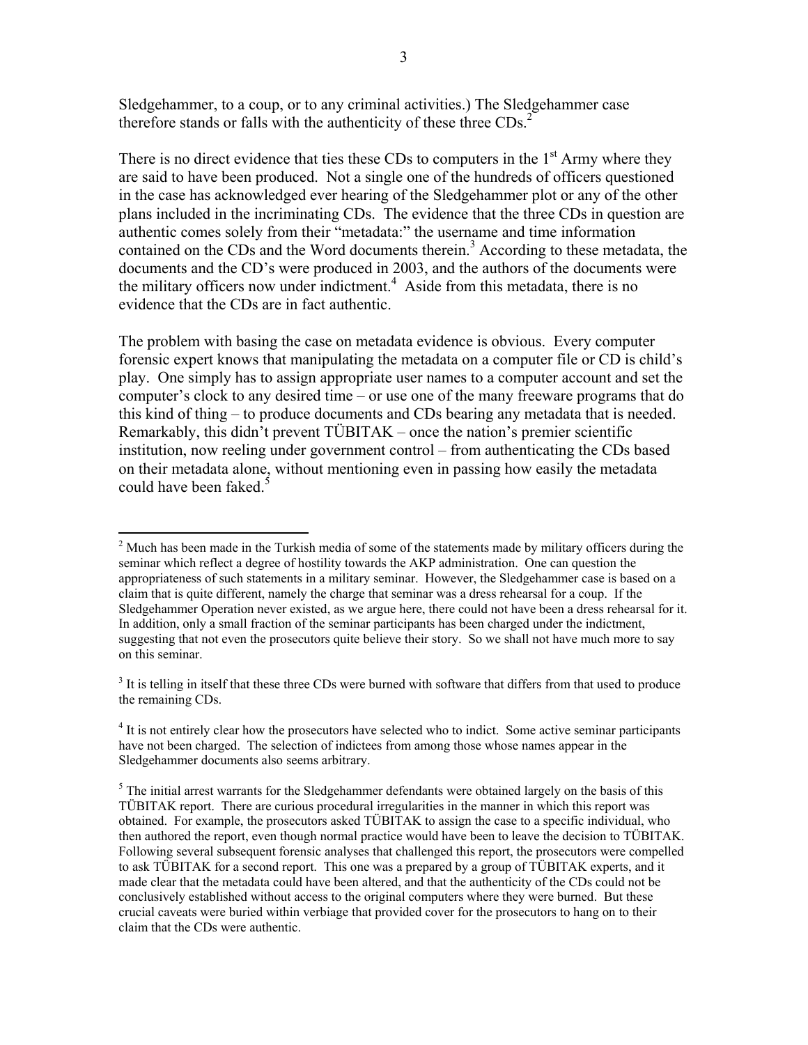Sledgehammer, to a coup, or to any criminal activities.) The Sledgehammer case therefore stands or falls with the authenticity of these three CDs.[2]

There is no direct evidence that ties these CDs to computers in the 1st Army where they are said to have been produced. Not a single one of the hundreds of officers questioned in the case has acknowledged ever hearing of the Sledgehammer plot or any of the other plans included in the incriminating CDs. The evidence that the three CDs in question are authentic comes solely from their "metadata:" the username and time information contained on the CDs and the Word documents therein.[3] According to these metadata, the documents and the CD's were produced in 2003, and the authors of the documents were the military officers now under indictment.[4] Aside from this metadata, there is no evidence that the CDs are in fact authentic.

The problem with basing the case on metadata evidence is obvious. Every computer forensic expert knows that manipulating the metadata on a computer file or CD is child's play. One simply has to assign appropriate user names to a computer account and set the computer's clock to any desired time – or use one of the many freeware programs that do this kind of thing – to produce documents and CDs bearing any metadata that is needed. Remarkably, this didn't prevent TÜBITAK – once the nation's premier scientific institution, now reeling under government control – from authenticating the CDs based on their metadata alone, without mentioning even in passing how easily the metadata could have been faked.[5]

---

[2] Much has been made in the Turkish media of some of the statements made by military officers during the seminar which reflect a degree of hostility towards the AKP administration. One can question the appropriateness of such statements in a military seminar. However, the Sledgehammer case is based on a claim that is quite different, namely the charge that seminar was a dress rehearsal for a coup. If the Sledgehammer Operation never existed, as we argue here, there could not have been a dress rehearsal for it. In addition, only a small fraction of the seminar participants has been charged under the indictment, suggesting that not even the prosecutors quite believe their story. So we shall not have much more to say on this seminar.

[3] It is telling in itself that these three CDs were burned with software that differs from that used to produce the remaining CDs.

[4] It is not entirely clear how the prosecutors have selected who to indict. Some active seminar participants have not been charged. The selection of indictees from among those whose names appear in the Sledgehammer documents also seems arbitrary.

[5] The initial arrest warrants for the Sledgehammer defendants were obtained largely on the basis of this TÜBITAK report. There are curious procedural irregularities in the manner in which this report was obtained. For example, the prosecutors asked TÜBITAK to assign the case to a specific individual, who then authored the report, even though normal practice would have been to leave the decision to TÜBITAK. Following several subsequent forensic analyses that challenged this report, the prosecutors were compelled to ask TÜBITAK for a second report. This one was a prepared by a group of TÜBITAK experts, and it made clear that the metadata could have been altered, and that the authenticity of the CDs could not be conclusively established without access to the original computers where they were burned. But these crucial caveats were buried within verbiage that provided cover for the prosecutors to hang on to their claim that the CDs were authentic.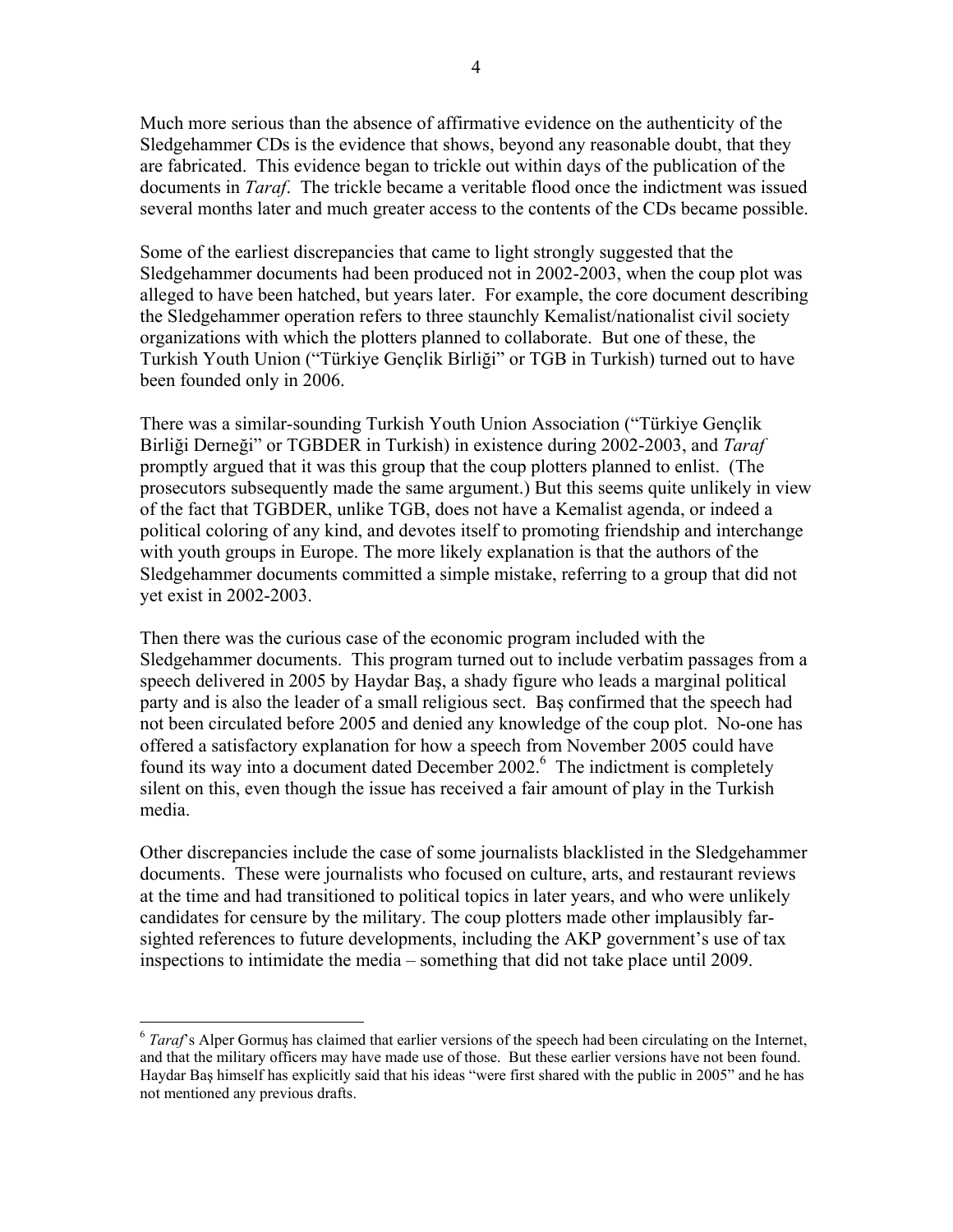Much more serious than the absence of affirmative evidence on the authenticity of the Sledgehammer CDs is the evidence that shows, beyond any reasonable doubt, that they are fabricated. This evidence began to trickle out within days of the publication of the documents in *Taraf*. The trickle became a veritable flood once the indictment was issued several months later and much greater access to the contents of the CDs became possible.

Some of the earliest discrepancies that came to light strongly suggested that the Sledgehammer documents had been produced not in 2002-2003, when the coup plot was alleged to have been hatched, but years later. For example, the core document describing the Sledgehammer operation refers to three staunchly Kemalist/nationalist civil society organizations with which the plotters planned to collaborate. But one of these, the Turkish Youth Union ("Türkiye Gençlik Birliği" or TGB in Turkish) turned out to have been founded only in 2006.

There was a similar-sounding Turkish Youth Union Association ("Türkiye Gençlik Birliği Derneği" or TGBDER in Turkish) in existence during 2002-2003, and *Taraf* promptly argued that it was this group that the coup plotters planned to enlist. (The prosecutors subsequently made the same argument.) But this seems quite unlikely in view of the fact that TGBDER, unlike TGB, does not have a Kemalist agenda, or indeed a political coloring of any kind, and devotes itself to promoting friendship and interchange with youth groups in Europe. The more likely explanation is that the authors of the Sledgehammer documents committed a simple mistake, referring to a group that did not yet exist in 2002-2003.

Then there was the curious case of the economic program included with the Sledgehammer documents. This program turned out to include verbatim passages from a speech delivered in 2005 by Haydar Baş, a shady figure who leads a marginal political party and is also the leader of a small religious sect. Baş confirmed that the speech had not been circulated before 2005 and denied any knowledge of the coup plot. No-one has offered a satisfactory explanation for how a speech from November 2005 could have found its way into a document dated December 2002.[6] The indictment is completely silent on this, even though the issue has received a fair amount of play in the Turkish media.

Other discrepancies include the case of some journalists blacklisted in the Sledgehammer documents. These were journalists who focused on culture, arts, and restaurant reviews at the time and had transitioned to political topics in later years, and who were unlikely candidates for censure by the military. The coup plotters made other implausibly far-sighted references to future developments, including the AKP government's use of tax inspections to intimidate the media – something that did not take place until 2009.

---

[6] *Taraf*'s Alper Gormuş has claimed that earlier versions of the speech had been circulating on the Internet, and that the military officers may have made use of those. But these earlier versions have not been found. Haydar Baş himself has explicitly said that his ideas "were first shared with the public in 2005" and he has not mentioned any previous drafts.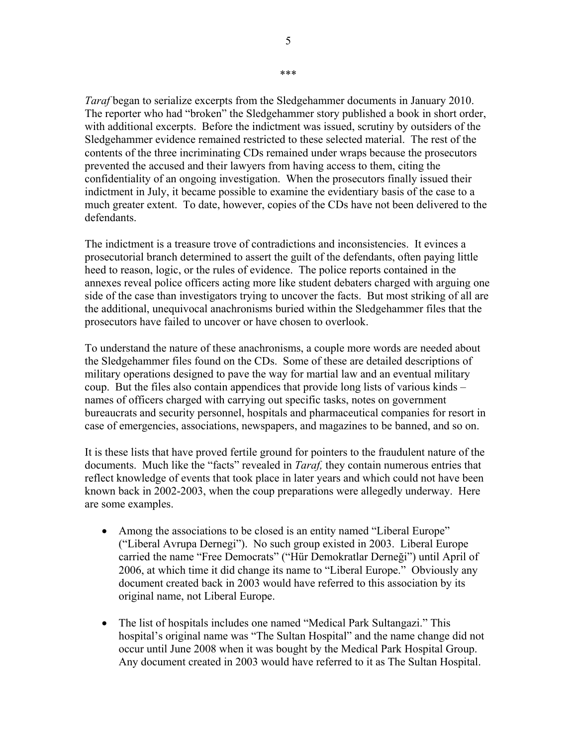\*\*\*

*Taraf* began to serialize excerpts from the Sledgehammer documents in January 2010. The reporter who had "broken" the Sledgehammer story published a book in short order, with additional excerpts. Before the indictment was issued, scrutiny by outsiders of the Sledgehammer evidence remained restricted to these selected material. The rest of the contents of the three incriminating CDs remained under wraps because the prosecutors prevented the accused and their lawyers from having access to them, citing the confidentiality of an ongoing investigation. When the prosecutors finally issued their indictment in July, it became possible to examine the evidentiary basis of the case to a much greater extent. To date, however, copies of the CDs have not been delivered to the defendants.

The indictment is a treasure trove of contradictions and inconsistencies. It evinces a prosecutorial branch determined to assert the guilt of the defendants, often paying little heed to reason, logic, or the rules of evidence. The police reports contained in the annexes reveal police officers acting more like student debaters charged with arguing one side of the case than investigators trying to uncover the facts. But most striking of all are the additional, unequivocal anachronisms buried within the Sledgehammer files that the prosecutors have failed to uncover or have chosen to overlook.

To understand the nature of these anachronisms, a couple more words are needed about the Sledgehammer files found on the CDs. Some of these are detailed descriptions of military operations designed to pave the way for martial law and an eventual military coup. But the files also contain appendices that provide long lists of various kinds – names of officers charged with carrying out specific tasks, notes on government bureaucrats and security personnel, hospitals and pharmaceutical companies for resort in case of emergencies, associations, newspapers, and magazines to be banned, and so on.

It is these lists that have proved fertile ground for pointers to the fraudulent nature of the documents. Much like the "facts" revealed in *Taraf,* they contain numerous entries that reflect knowledge of events that took place in later years and which could not have been known back in 2002-2003, when the coup preparations were allegedly underway. Here are some examples.

- Among the associations to be closed is an entity named "Liberal Europe" ("Liberal Avrupa Dernegi"). No such group existed in 2003. Liberal Europe carried the name "Free Democrats" ("Hür Demokratlar Derneği") until April of 2006, at which time it did change its name to "Liberal Europe." Obviously any document created back in 2003 would have referred to this association by its original name, not Liberal Europe.

- The list of hospitals includes one named "Medical Park Sultangazi." This hospital's original name was "The Sultan Hospital" and the name change did not occur until June 2008 when it was bought by the Medical Park Hospital Group. Any document created in 2003 would have referred to it as The Sultan Hospital.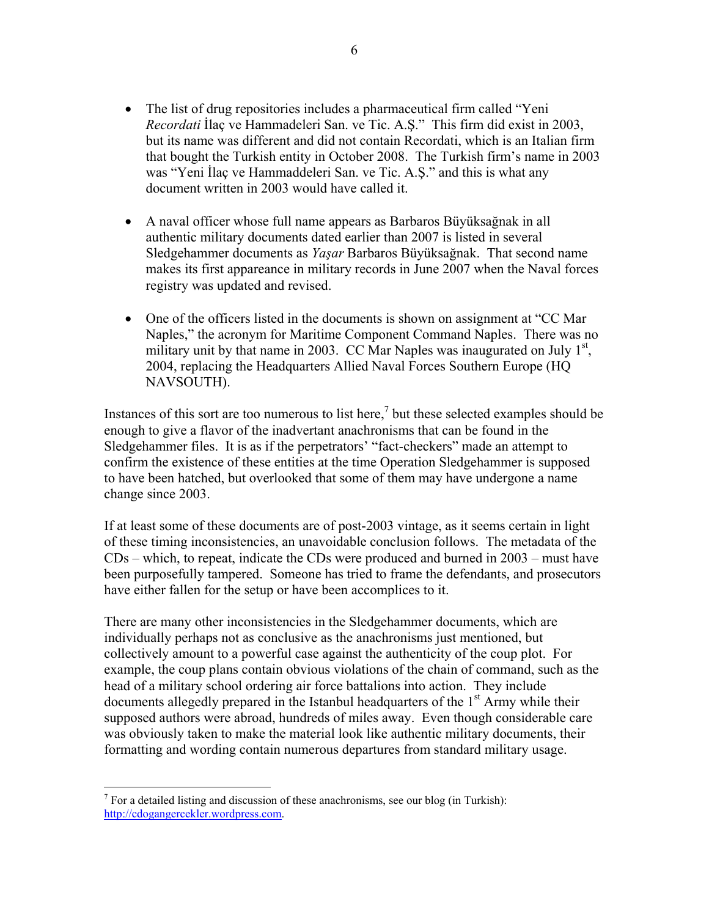- The list of drug repositories includes a pharmaceutical firm called "Yeni *Recordati* İlaç ve Hammadeleri San. ve Tic. A.Ş." This firm did exist in 2003, but its name was different and did not contain Recordati, which is an Italian firm that bought the Turkish entity in October 2008. The Turkish firm's name in 2003 was "Yeni İlaç ve Hammaddeleri San. ve Tic. A.Ş." and this is what any document written in 2003 would have called it.

- A naval officer whose full name appears as Barbaros Büyüksağnak in all authentic military documents dated earlier than 2007 is listed in several Sledgehammer documents as *Yaşar* Barbaros Büyüksağnak. That second name makes its first appareance in military records in June 2007 when the Naval forces registry was updated and revised.

- One of the officers listed in the documents is shown on assignment at "CC Mar Naples," the acronym for Maritime Component Command Naples. There was no military unit by that name in 2003. CC Mar Naples was inaugurated on July 1st, 2004, replacing the Headquarters Allied Naval Forces Southern Europe (HQ NAVSOUTH).

Instances of this sort are too numerous to list here,[7] but these selected examples should be enough to give a flavor of the inadvertant anachronisms that can be found in the Sledgehammer files. It is as if the perpetrators' "fact-checkers" made an attempt to confirm the existence of these entities at the time Operation Sledgehammer is supposed to have been hatched, but overlooked that some of them may have undergone a name change since 2003.

If at least some of these documents are of post-2003 vintage, as it seems certain in light of these timing inconsistencies, an unavoidable conclusion follows. The metadata of the CDs – which, to repeat, indicate the CDs were produced and burned in 2003 – must have been purposefully tampered. Someone has tried to frame the defendants, and prosecutors have either fallen for the setup or have been accomplices to it.

There are many other inconsistencies in the Sledgehammer documents, which are individually perhaps not as conclusive as the anachronisms just mentioned, but collectively amount to a powerful case against the authenticity of the coup plot. For example, the coup plans contain obvious violations of the chain of command, such as the head of a military school ordering air force battalions into action. They include documents allegedly prepared in the Istanbul headquarters of the 1st Army while their supposed authors were abroad, hundreds of miles away. Even though considerable care was obviously taken to make the material look like authentic military documents, their formatting and wording contain numerous departures from standard military usage.

---

[7] For a detailed listing and discussion of these anachronisms, see our blog (in Turkish): http://cdogangercekler.wordpress.com.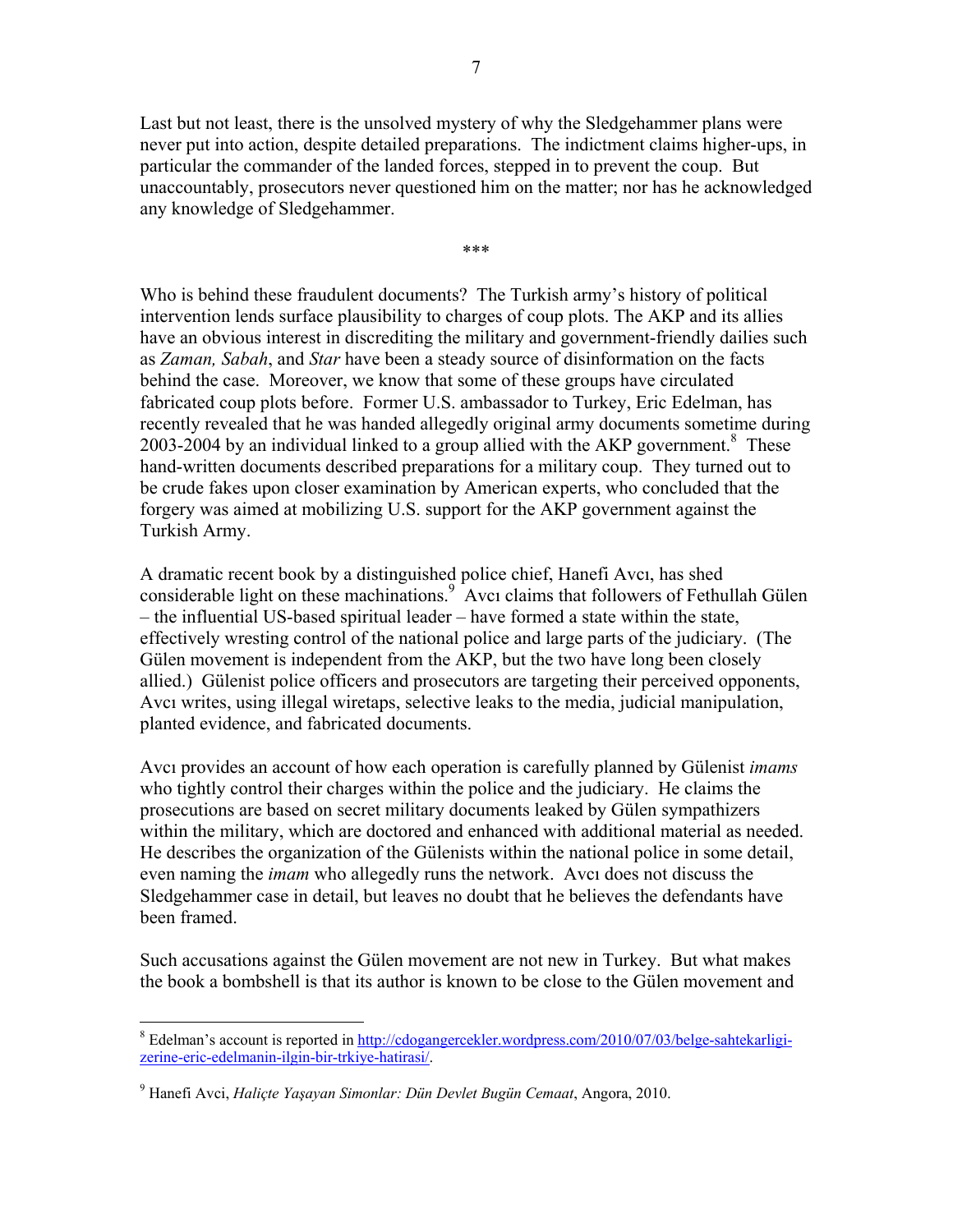Last but not least, there is the unsolved mystery of why the Sledgehammer plans were never put into action, despite detailed preparations. The indictment claims higher-ups, in particular the commander of the landed forces, stepped in to prevent the coup. But unaccountably, prosecutors never questioned him on the matter; nor has he acknowledged any knowledge of Sledgehammer.

***

Who is behind these fraudulent documents? The Turkish army's history of political intervention lends surface plausibility to charges of coup plots. The AKP and its allies have an obvious interest in discrediting the military and government-friendly dailies such as *Zaman, Sabah*, and *Star* have been a steady source of disinformation on the facts behind the case. Moreover, we know that some of these groups have circulated fabricated coup plots before. Former U.S. ambassador to Turkey, Eric Edelman, has recently revealed that he was handed allegedly original army documents sometime during 2003-2004 by an individual linked to a group allied with the AKP government.[8] These hand-written documents described preparations for a military coup. They turned out to be crude fakes upon closer examination by American experts, who concluded that the forgery was aimed at mobilizing U.S. support for the AKP government against the Turkish Army.

A dramatic recent book by a distinguished police chief, Hanefi Avcı, has shed considerable light on these machinations.[9] Avcı claims that followers of Fethullah Gülen – the influential US-based spiritual leader – have formed a state within the state, effectively wresting control of the national police and large parts of the judiciary. (The Gülen movement is independent from the AKP, but the two have long been closely allied.) Gülenist police officers and prosecutors are targeting their perceived opponents, Avcı writes, using illegal wiretaps, selective leaks to the media, judicial manipulation, planted evidence, and fabricated documents.

Avcı provides an account of how each operation is carefully planned by Gülenist *imams* who tightly control their charges within the police and the judiciary. He claims the prosecutions are based on secret military documents leaked by Gülen sympathizers within the military, which are doctored and enhanced with additional material as needed. He describes the organization of the Gülenists within the national police in some detail, even naming the *imam* who allegedly runs the network. Avcı does not discuss the Sledgehammer case in detail, but leaves no doubt that he believes the defendants have been framed.

Such accusations against the Gülen movement are not new in Turkey. But what makes the book a bombshell is that its author is known to be close to the Gülen movement and

---

[8] Edelman's account is reported in http://cdogangercekler.wordpress.com/2010/07/03/belge-sahtekarligi-zerine-eric-edelmanin-ilgin-bir-trkiye-hatirasi/.

[9] Hanefi Avci, *Haliçte Yaşayan Simonlar: Dün Devlet Bugün Cemaat*, Angora, 2010.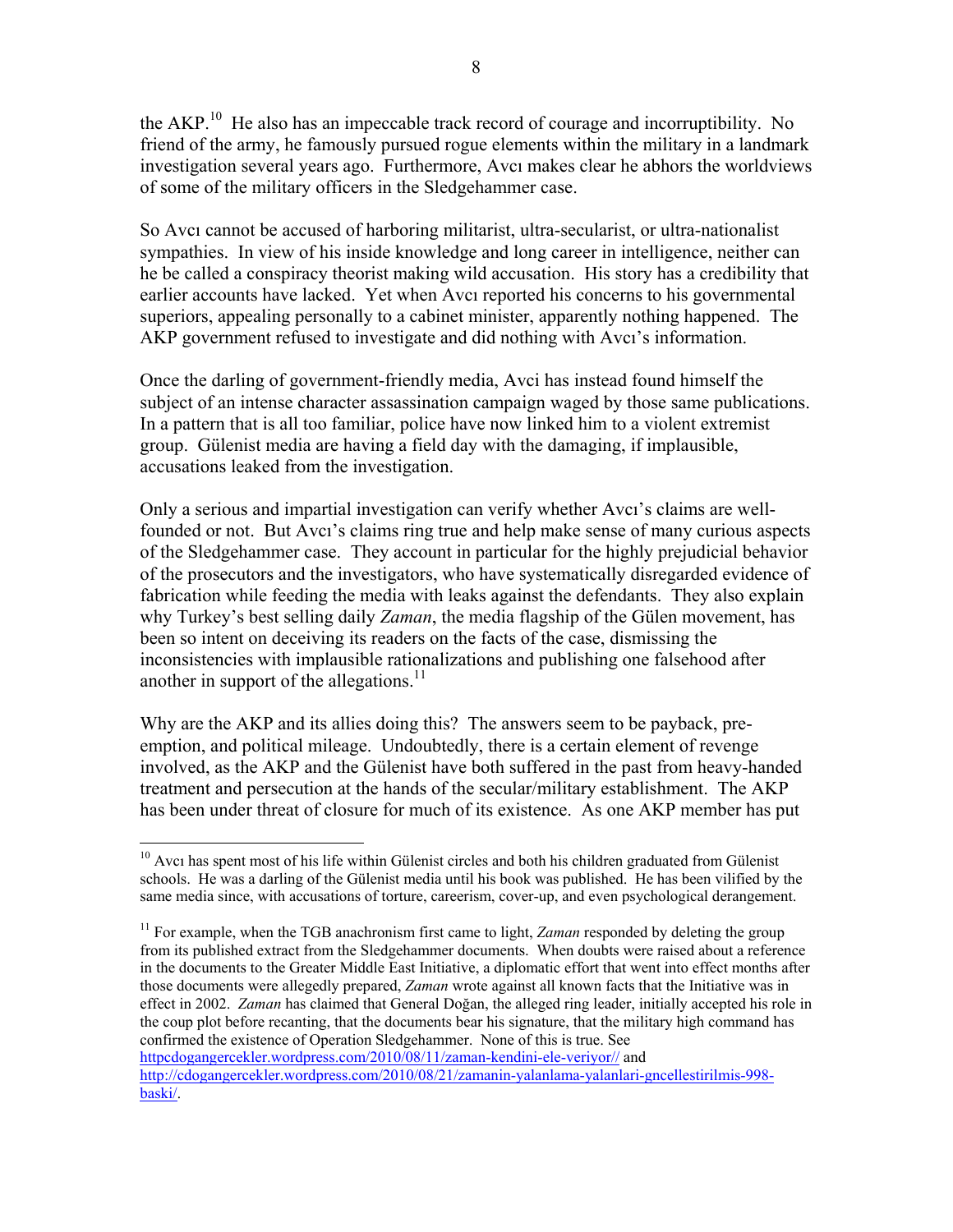the AKP.[10] He also has an impeccable track record of courage and incorruptibility. No friend of the army, he famously pursued rogue elements within the military in a landmark investigation several years ago. Furthermore, Avcı makes clear he abhors the worldviews of some of the military officers in the Sledgehammer case.

So Avcı cannot be accused of harboring militarist, ultra-secularist, or ultra-nationalist sympathies. In view of his inside knowledge and long career in intelligence, neither can he be called a conspiracy theorist making wild accusation. His story has a credibility that earlier accounts have lacked. Yet when Avcı reported his concerns to his governmental superiors, appealing personally to a cabinet minister, apparently nothing happened. The AKP government refused to investigate and did nothing with Avcı's information.

Once the darling of government-friendly media, Avci has instead found himself the subject of an intense character assassination campaign waged by those same publications. In a pattern that is all too familiar, police have now linked him to a violent extremist group. Gülenist media are having a field day with the damaging, if implausible, accusations leaked from the investigation.

Only a serious and impartial investigation can verify whether Avcı's claims are well-founded or not. But Avcı's claims ring true and help make sense of many curious aspects of the Sledgehammer case. They account in particular for the highly prejudicial behavior of the prosecutors and the investigators, who have systematically disregarded evidence of fabrication while feeding the media with leaks against the defendants. They also explain why Turkey's best selling daily *Zaman*, the media flagship of the Gülen movement, has been so intent on deceiving its readers on the facts of the case, dismissing the inconsistencies with implausible rationalizations and publishing one falsehood after another in support of the allegations.[11]

Why are the AKP and its allies doing this? The answers seem to be payback, pre-emption, and political mileage. Undoubtedly, there is a certain element of revenge involved, as the AKP and the Gülenist have both suffered in the past from heavy-handed treatment and persecution at the hands of the secular/military establishment. The AKP has been under threat of closure for much of its existence. As one AKP member has put

---

[10] Avcı has spent most of his life within Gülenist circles and both his children graduated from Gülenist schools. He was a darling of the Gülenist media until his book was published. He has been vilified by the same media since, with accusations of torture, careerism, cover-up, and even psychological derangement.

[11] For example, when the TGB anachronism first came to light, *Zaman* responded by deleting the group from its published extract from the Sledgehammer documents. When doubts were raised about a reference in the documents to the Greater Middle East Initiative, a diplomatic effort that went into effect months after those documents were allegedly prepared, *Zaman* wrote against all known facts that the Initiative was in effect in 2002. *Zaman* has claimed that General Doğan, the alleged ring leader, initially accepted his role in the coup plot before recanting, that the documents bear his signature, that the military high command has confirmed the existence of Operation Sledgehammer. None of this is true. See httpcdogangercekler.wordpress.com/2010/08/11/zaman-kendini-ele-veriyor// and http://cdogangercekler.wordpress.com/2010/08/21/zamanin-yalanlama-yalanlari-gncellestirilmis-998-baski/.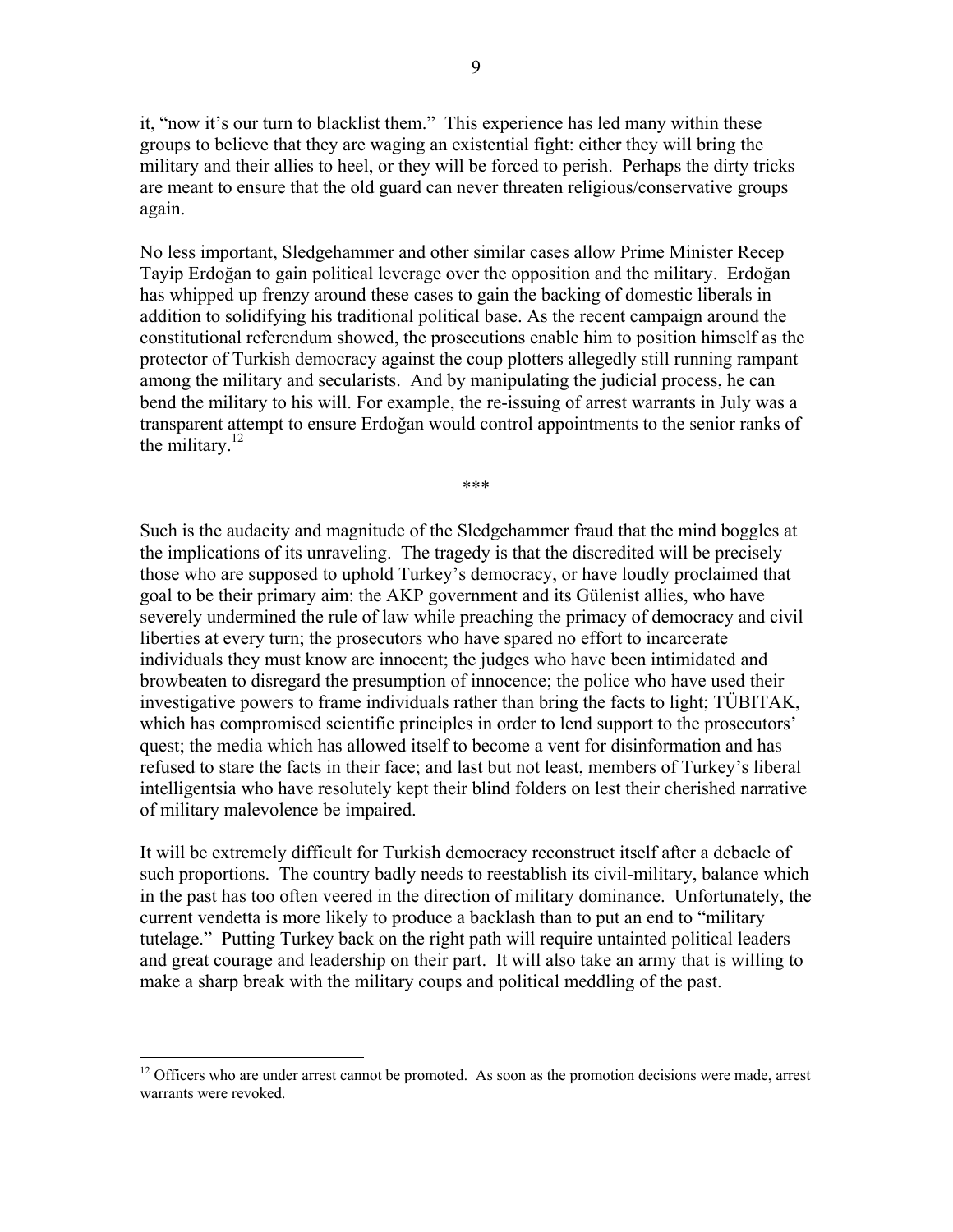it, "now it's our turn to blacklist them." This experience has led many within these groups to believe that they are waging an existential fight: either they will bring the military and their allies to heel, or they will be forced to perish. Perhaps the dirty tricks are meant to ensure that the old guard can never threaten religious/conservative groups again.

No less important, Sledgehammer and other similar cases allow Prime Minister Recep Tayip Erdoğan to gain political leverage over the opposition and the military. Erdoğan has whipped up frenzy around these cases to gain the backing of domestic liberals in addition to solidifying his traditional political base. As the recent campaign around the constitutional referendum showed, the prosecutions enable him to position himself as the protector of Turkish democracy against the coup plotters allegedly still running rampant among the military and secularists. And by manipulating the judicial process, he can bend the military to his will. For example, the re-issuing of arrest warrants in July was a transparent attempt to ensure Erdoğan would control appointments to the senior ranks of the military.[12]

***

Such is the audacity and magnitude of the Sledgehammer fraud that the mind boggles at the implications of its unraveling. The tragedy is that the discredited will be precisely those who are supposed to uphold Turkey's democracy, or have loudly proclaimed that goal to be their primary aim: the AKP government and its Gülenist allies, who have severely undermined the rule of law while preaching the primacy of democracy and civil liberties at every turn; the prosecutors who have spared no effort to incarcerate individuals they must know are innocent; the judges who have been intimidated and browbeaten to disregard the presumption of innocence; the police who have used their investigative powers to frame individuals rather than bring the facts to light; TÜBITAK, which has compromised scientific principles in order to lend support to the prosecutors' quest; the media which has allowed itself to become a vent for disinformation and has refused to stare the facts in their face; and last but not least, members of Turkey's liberal intelligentsia who have resolutely kept their blind folders on lest their cherished narrative of military malevolence be impaired.

It will be extremely difficult for Turkish democracy reconstruct itself after a debacle of such proportions. The country badly needs to reestablish its civil-military, balance which in the past has too often veered in the direction of military dominance. Unfortunately, the current vendetta is more likely to produce a backlash than to put an end to "military tutelage." Putting Turkey back on the right path will require untainted political leaders and great courage and leadership on their part. It will also take an army that is willing to make a sharp break with the military coups and political meddling of the past.

---

[12] Officers who are under arrest cannot be promoted. As soon as the promotion decisions were made, arrest warrants were revoked.